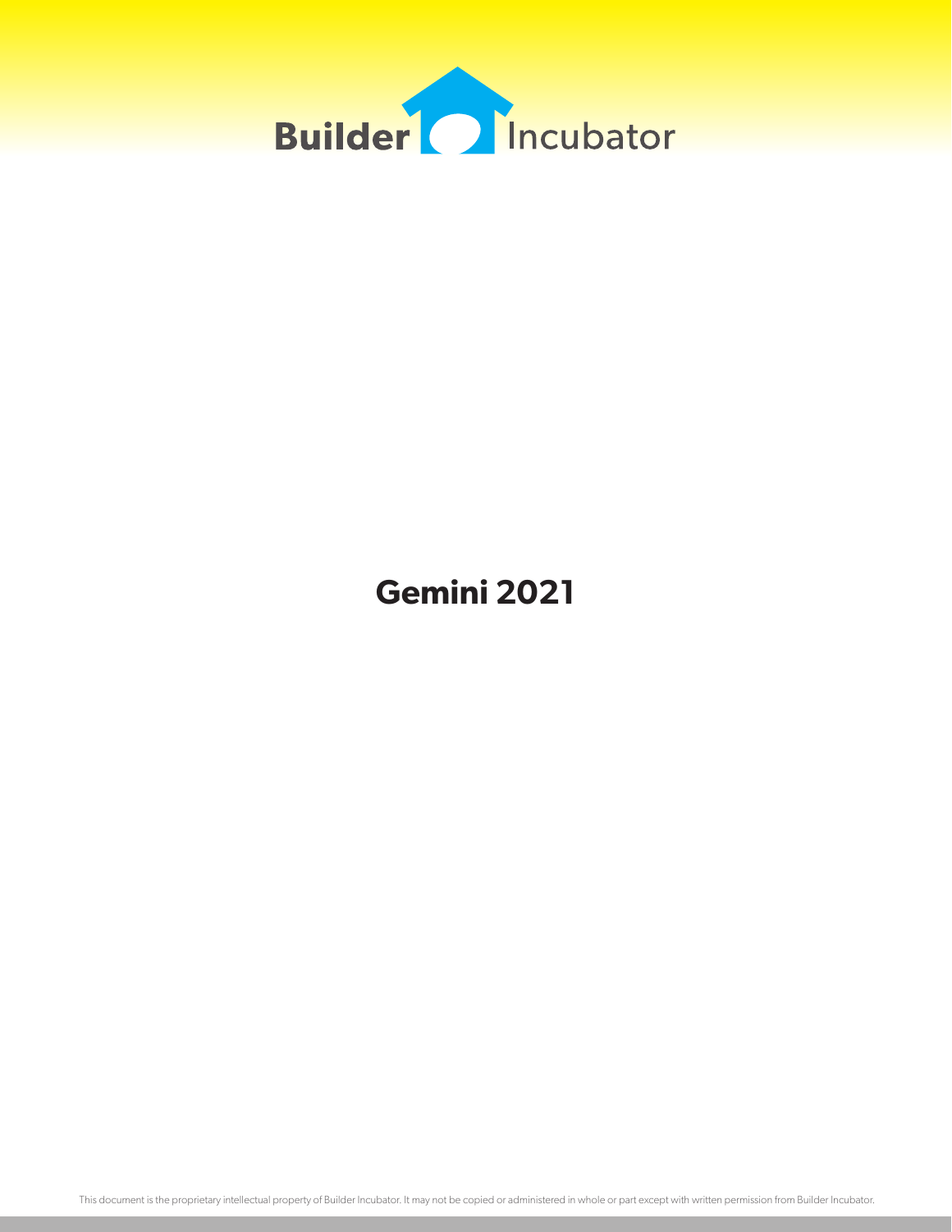Builder Incubator

# Gemini 2021

This document is the proprietary intellectual property of Builder Incubator. It may not be copied or administered in whole or part except with written permission from Builder Incubator.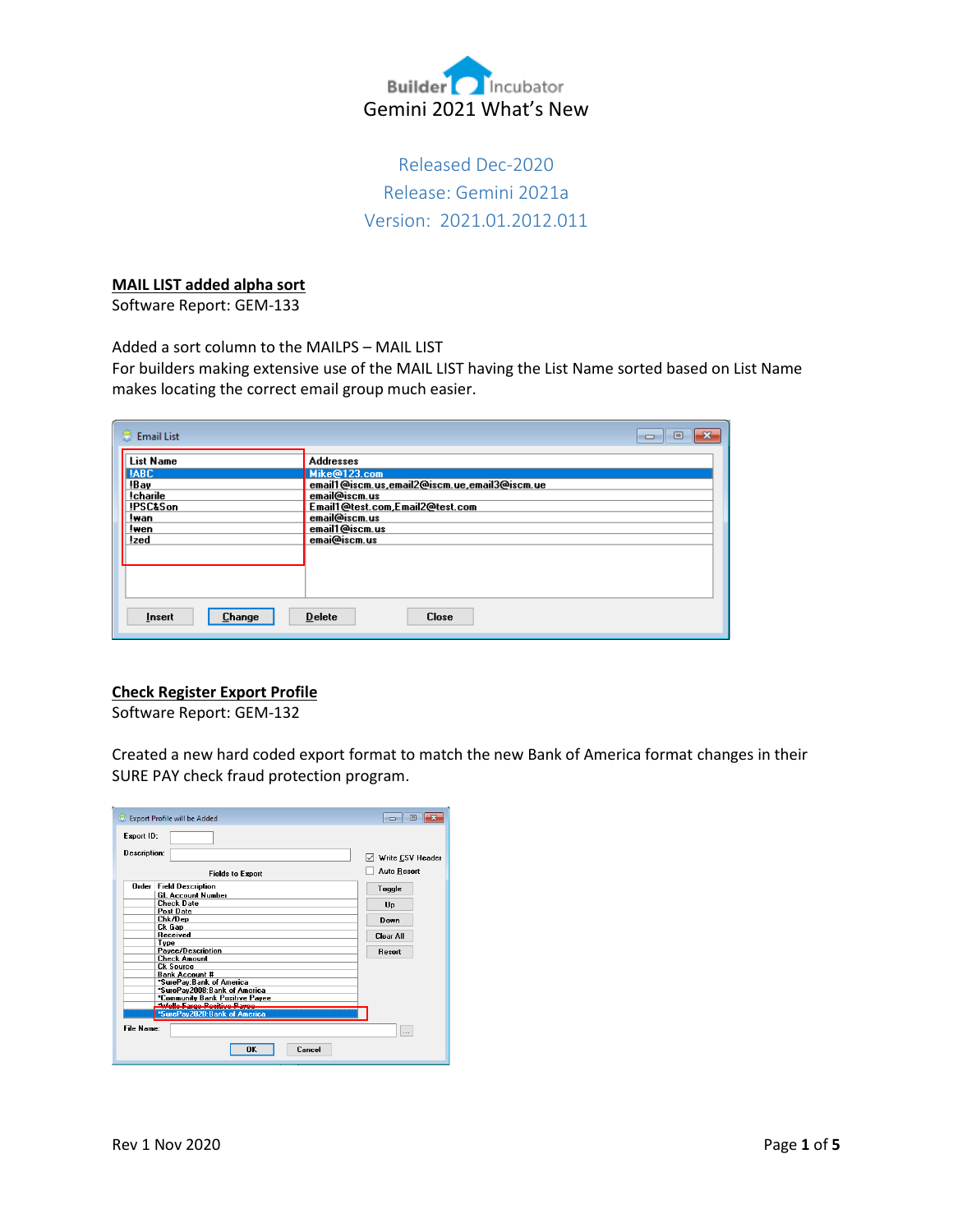# Gemini 2021 What's New

Released Dec-2020
Release: Gemini 2021a
Version: 2021.01.2012.011

## MAIL LIST added alpha sort

Software Report: GEM-133

Added a sort column to the MAILPS – MAIL LIST
For builders making extensive use of the MAIL LIST having the List Name sorted based on List Name makes locating the correct email group much easier.

## Check Register Export Profile

Software Report: GEM-132

Created a new hard coded export format to match the new Bank of America format changes in their SURE PAY check fraud protection program.

Rev 1 Nov 2020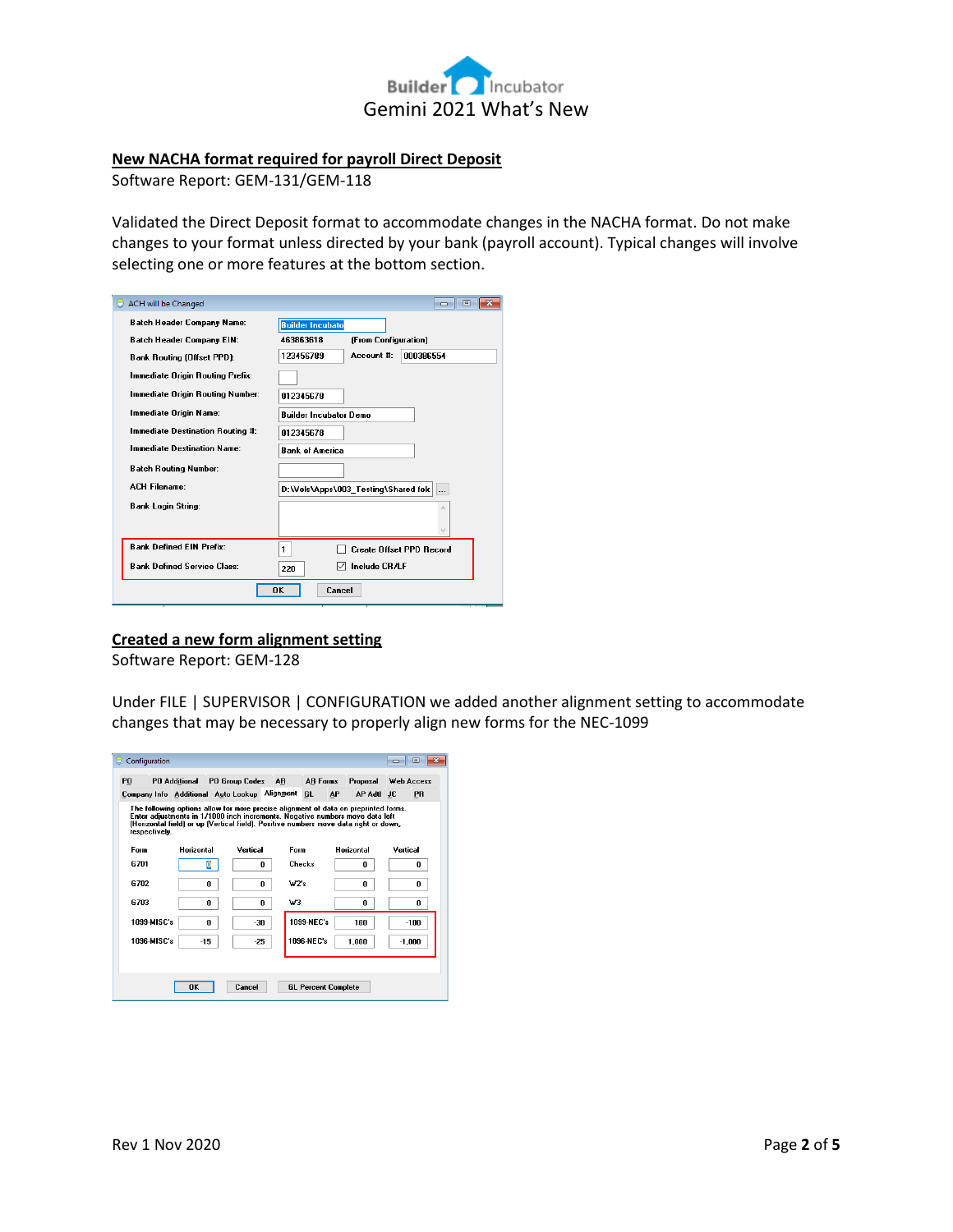## New NACHA format required for payroll Direct Deposit

Software Report: GEM-131/GEM-118

Validated the Direct Deposit format to accommodate changes in the NACHA format. Do not make changes to your format unless directed by your bank (payroll account). Typical changes will involve selecting one or more features at the bottom section.

## Created a new form alignment setting

Software Report: GEM-128

Under FILE | SUPERVISOR | CONFIGURATION we added another alignment setting to accommodate changes that may be necessary to properly align new forms for the NEC-1099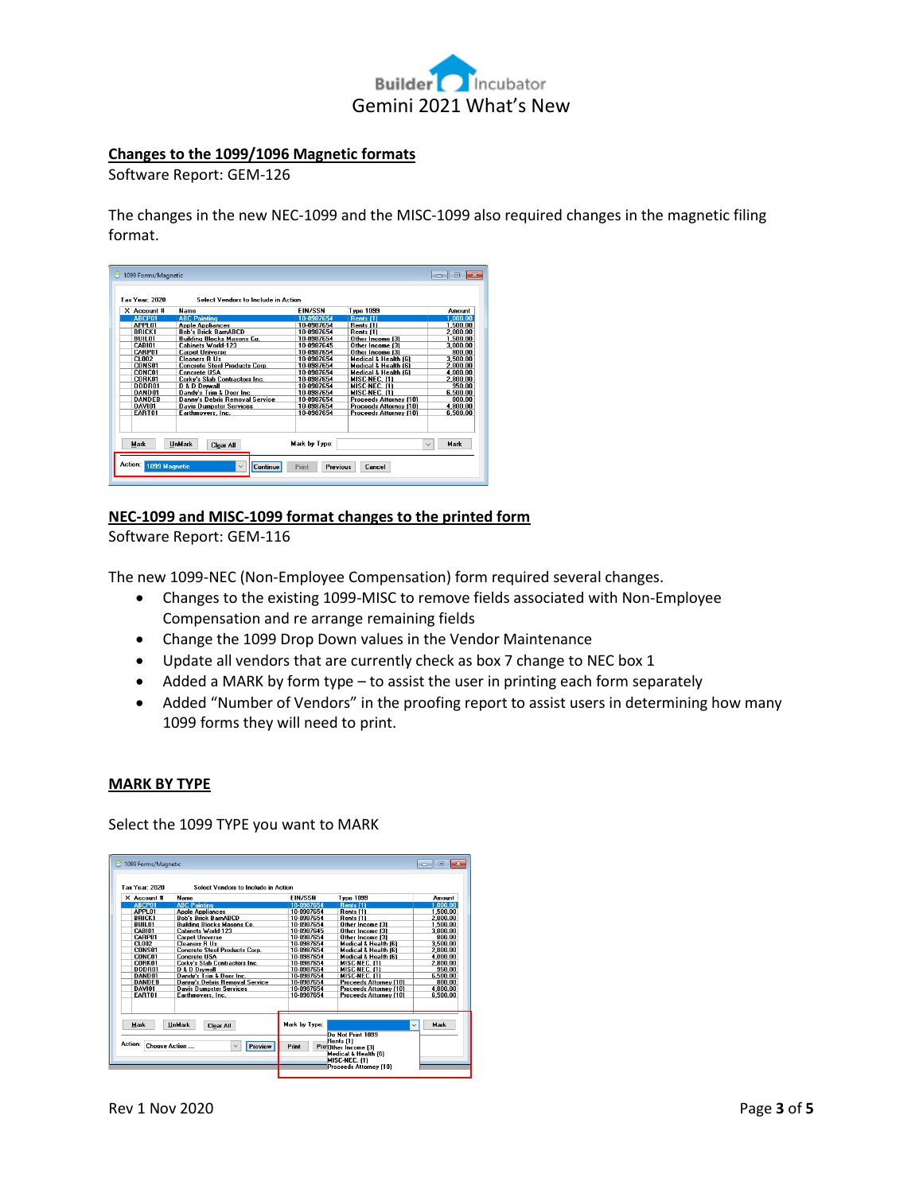## Changes to the 1099/1096 Magnetic formats

Software Report: GEM-126

The changes in the new NEC-1099 and the MISC-1099 also required changes in the magnetic filing format.

## NEC-1099 and MISC-1099 format changes to the printed form

Software Report: GEM-116

The new 1099-NEC (Non-Employee Compensation) form required several changes.

- Changes to the existing 1099-MISC to remove fields associated with Non-Employee Compensation and re arrange remaining fields
- Change the 1099 Drop Down values in the Vendor Maintenance
- Update all vendors that are currently check as box 7 change to NEC box 1
- Added a MARK by form type – to assist the user in printing each form separately
- Added "Number of Vendors" in the proofing report to assist users in determining how many 1099 forms they will need to print.

## MARK BY TYPE

Select the 1099 TYPE you want to MARK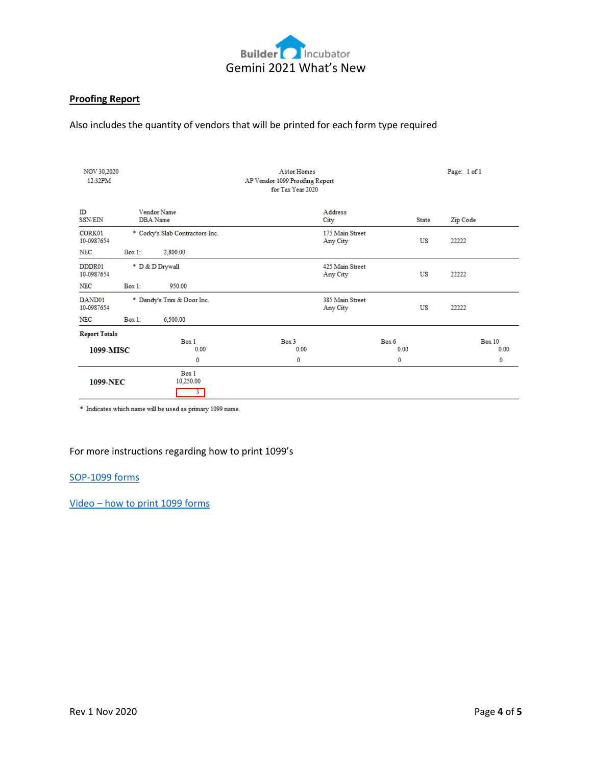## Proofing Report

Also includes the quantity of vendors that will be printed for each form type required

NOV 30,2020
12:32PM

Astor Homes
AP Vendor 1099 Proofing Report
for Tax Year 2020

Page: 1 of 1

| ID<br>SSN/EIN | Vendor Name<br>DBA Name | Address<br>City | State | Zip Code |
|---|---|---|---|---|
| CORK01<br>10-0987654 | * Corky's Slab Contractors Inc. | 175 Main Street<br>Any City | US | 22222 |
| NEC | Box 1: 2,800.00 | | | |
| DDDR01<br>10-0987654 | * D & D Drywall | 425 Main Street<br>Any City | US | 22222 |
| NEC | Box 1: 950.00 | | | |
| DAND01<br>10-0987654 | * Dandy's Trim & Door Inc. | 385 Main Street<br>Any City | US | 22222 |
| NEC | Box 1: 6,500.00 | | | |

**Report Totals**

| | Box 1 | Box 3 | Box 6 | Box 10 |
|---|---|---|---|---|
| **1099-MISC** | 0.00<br>0 | 0.00<br>0 | 0.00<br>0 | 0.00<br>0 |
| **1099-NEC** | 10,250.00<br>3 | | | |

\* Indicates which name will be used as primary 1099 name.

For more instructions regarding how to print 1099's

[SOP-1099 forms]()

[Video – how to print 1099 forms]()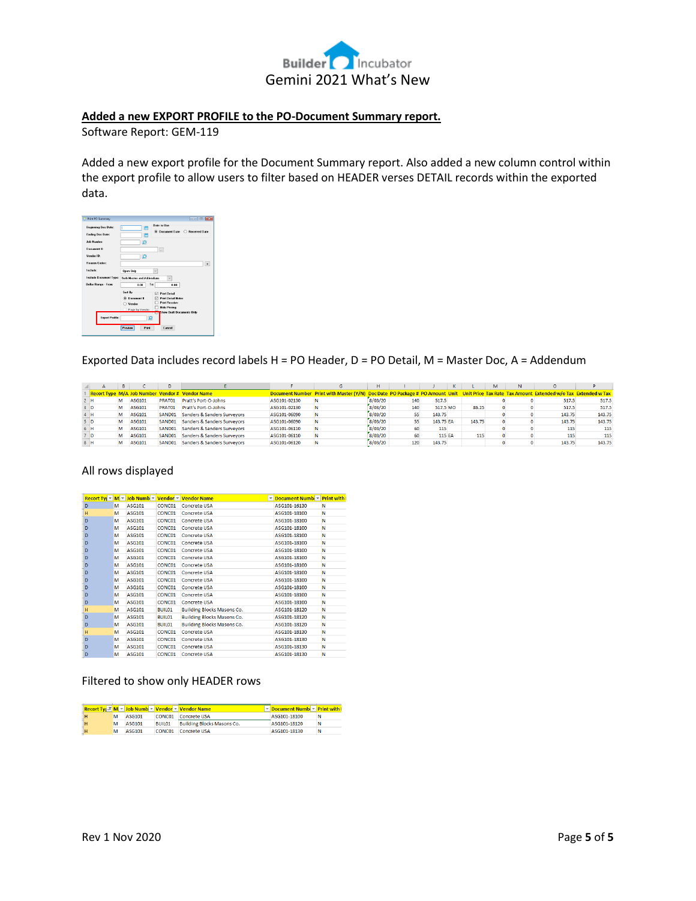## Added a new EXPORT PROFILE to the PO-Document Summary report.

Software Report: GEM-119

Added a new export profile for the Document Summary report. Also added a new column control within the export profile to allow users to filter based on HEADER verses DETAIL records within the exported data.

Exported Data includes record labels H = PO Header, D = PO Detail, M = Master Doc, A = Addendum

| Record Type | M/A | Job Number | Vendor # | Vendor Name | Document Number | Print with Master (Y/N) | Doc Date | PO Package # | PO Amount | Unit | Unit Price | Tax Rate | Tax Amount | Extended w/o Tax | Extended w Tax |
|---|---|---|---|---|---|---|---|---|---|---|---|---|---|---|---|
| H | M | ASG101 | PRAT01 | Pratt's Port-O-Johns | ASG101-02130 | N | 8/03/20 | 140 | 517.5 | | | 0 | 0 | 517.5 | 517.5 |
| D | M | ASG101 | PRAT01 | Pratt's Port-O-Johns | ASG101-02130 | N | 8/03/20 | 140 | 517.5 | MO | 86.25 | 0 | 0 | 517.5 | 517.5 |
| H | M | ASG101 | SAND01 | Sanders & Sanders Surveyors | ASG101-06090 | N | 8/03/20 | 55 | 143.75 | | | 0 | 0 | 143.75 | 143.75 |
| D | M | ASG101 | SAND01 | Sanders & Sanders Surveyors | ASG101-06090 | N | 8/03/20 | 55 | 143.75 | EA | 143.75 | 0 | 0 | 143.75 | 143.75 |
| H | M | ASG101 | SAND01 | Sanders & Sanders Surveyors | ASG101-06110 | N | 8/03/20 | 60 | 115 | | | 0 | 0 | 115 | 115 |
| D | M | ASG101 | SAND01 | Sanders & Sanders Surveyors | ASG101-06110 | N | 8/03/20 | 60 | 115 | EA | 115 | 0 | 0 | 115 | 115 |
| H | M | ASG101 | SAND01 | Sanders & Sanders Surveyors | ASG101-06120 | N | 8/03/20 | 120 | 143.75 | | | 0 | 0 | 143.75 | 143.75 |

All rows displayed

| Record Type | M/A | Job Number | Vendor # | Vendor Name | Document Number | Print with Master |
|---|---|---|---|---|---|---|
| D | M | ASG101 | CONC01 | Concrete USA | ASG101-16130 | N |
| H | M | ASG101 | CONC01 | Concrete USA | ASG101-18100 | N |
| D | M | ASG101 | CONC01 | Concrete USA | ASG101-18100 | N |
| D | M | ASG101 | CONC01 | Concrete USA | ASG101-18100 | N |
| D | M | ASG101 | CONC01 | Concrete USA | ASG101-18100 | N |
| D | M | ASG101 | CONC01 | Concrete USA | ASG101-18100 | N |
| D | M | ASG101 | CONC01 | Concrete USA | ASG101-18100 | N |
| D | M | ASG101 | CONC01 | Concrete USA | ASG101-18100 | N |
| D | M | ASG101 | CONC01 | Concrete USA | ASG101-18100 | N |
| D | M | ASG101 | CONC01 | Concrete USA | ASG101-18100 | N |
| D | M | ASG101 | CONC01 | Concrete USA | ASG101-18100 | N |
| D | M | ASG101 | CONC01 | Concrete USA | ASG101-18100 | N |
| D | M | ASG101 | CONC01 | Concrete USA | ASG101-18100 | N |
| D | M | ASG101 | CONC01 | Concrete USA | ASG101-18100 | N |
| H | M | ASG101 | BUIL01 | Building Blocks Masons Co. | ASG101-18120 | N |
| D | M | ASG101 | BUIL01 | Building Blocks Masons Co. | ASG101-18120 | N |
| D | M | ASG101 | BUIL01 | Building Blocks Masons Co. | ASG101-18120 | N |
| H | M | ASG101 | CONC01 | Concrete USA | ASG101-18130 | N |
| D | M | ASG101 | CONC01 | Concrete USA | ASG101-18130 | N |
| D | M | ASG101 | CONC01 | Concrete USA | ASG101-18130 | N |
| D | M | ASG101 | CONC01 | Concrete USA | ASG101-18130 | N |

Filtered to show only HEADER rows

| Record Type | M/A | Job Number | Vendor # | Vendor Name | Document Number | Print with Master |
|---|---|---|---|---|---|---|
| H | M | ASG101 | CONC01 | Concrete USA | ASG101-18100 | N |
| H | M | ASG101 | BUIL01 | Building Blocks Masons Co. | ASG101-18120 | N |
| H | M | ASG101 | CONC01 | Concrete USA | ASG101-18130 | N |

Rev 1 Nov 2020